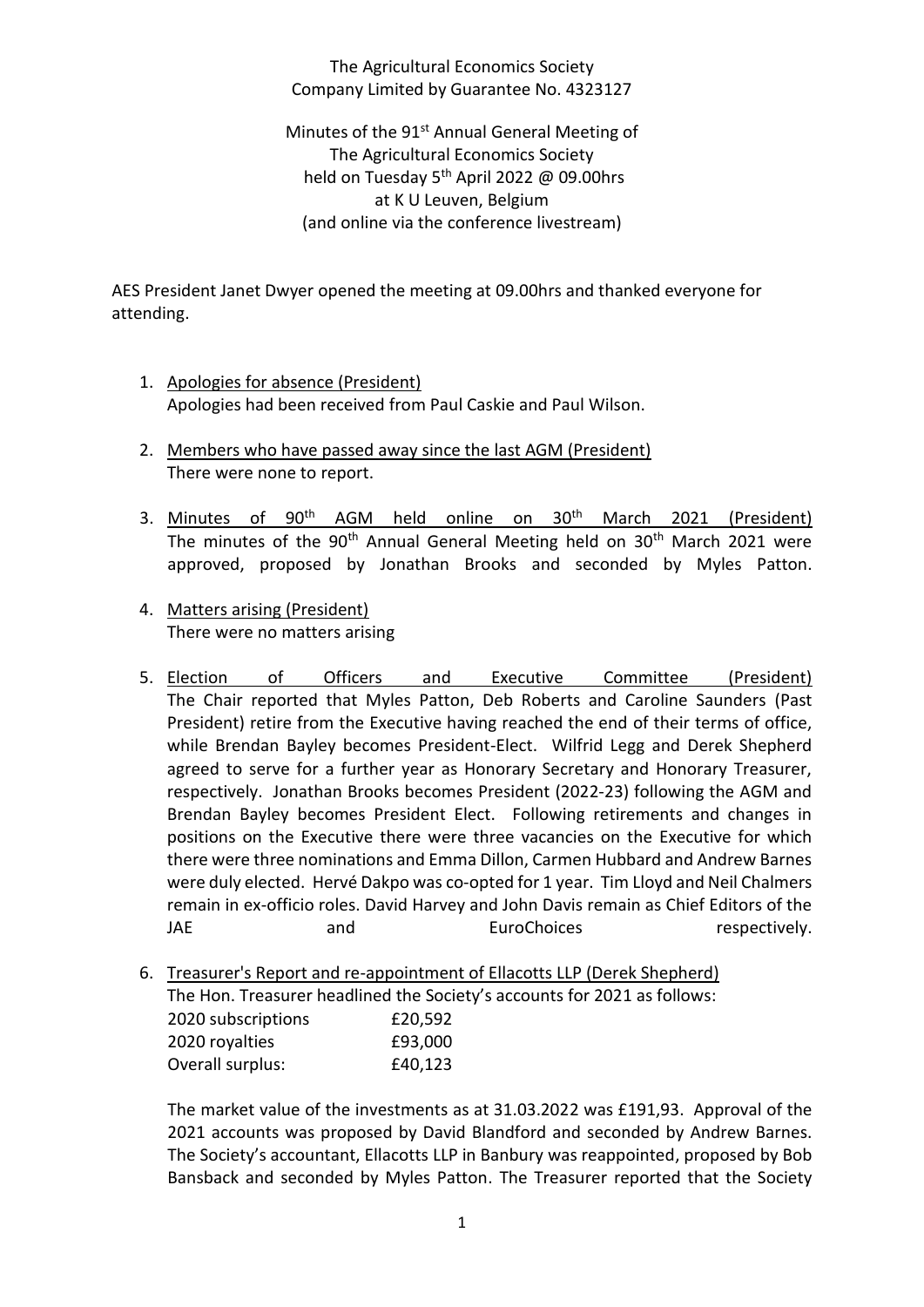The Agricultural Economics Society
Company Limited by Guarantee No. 4323127

Minutes of the 91st Annual General Meeting of
The Agricultural Economics Society
held on Tuesday 5th April 2022 @ 09.00hrs
at K U Leuven, Belgium
(and online via the conference livestream)

AES President Janet Dwyer opened the meeting at 09.00hrs and thanked everyone for attending.

1. Apologies for absence (President)
   Apologies had been received from Paul Caskie and Paul Wilson.

2. Members who have passed away since the last AGM (President)
   There were none to report.

3. Minutes of 90th AGM held online on 30th March 2021 (President)
   The minutes of the 90th Annual General Meeting held on 30th March 2021 were approved, proposed by Jonathan Brooks and seconded by Myles Patton.

4. Matters arising (President)
   There were no matters arising

5. Election of Officers and Executive Committee (President)
   The Chair reported that Myles Patton, Deb Roberts and Caroline Saunders (Past President) retire from the Executive having reached the end of their terms of office, while Brendan Bayley becomes President-Elect. Wilfrid Legg and Derek Shepherd agreed to serve for a further year as Honorary Secretary and Honorary Treasurer, respectively. Jonathan Brooks becomes President (2022-23) following the AGM and Brendan Bayley becomes President Elect. Following retirements and changes in positions on the Executive there were three vacancies on the Executive for which there were three nominations and Emma Dillon, Carmen Hubbard and Andrew Barnes were duly elected. Hervé Dakpo was co-opted for 1 year. Tim Lloyd and Neil Chalmers remain in ex-officio roles. David Harvey and John Davis remain as Chief Editors of the JAE and EuroChoices respectively.

6. Treasurer's Report and re-appointment of Ellacotts LLP (Derek Shepherd)
   The Hon. Treasurer headlined the Society's accounts for 2021 as follows:

   | | |
   |---|---|
   | 2020 subscriptions | £20,592 |
   | 2020 royalties | £93,000 |
   | Overall surplus: | £40,123 |

   The market value of the investments as at 31.03.2022 was £191,93. Approval of the 2021 accounts was proposed by David Blandford and seconded by Andrew Barnes. The Society's accountant, Ellacotts LLP in Banbury was reappointed, proposed by Bob Bansback and seconded by Myles Patton. The Treasurer reported that the Society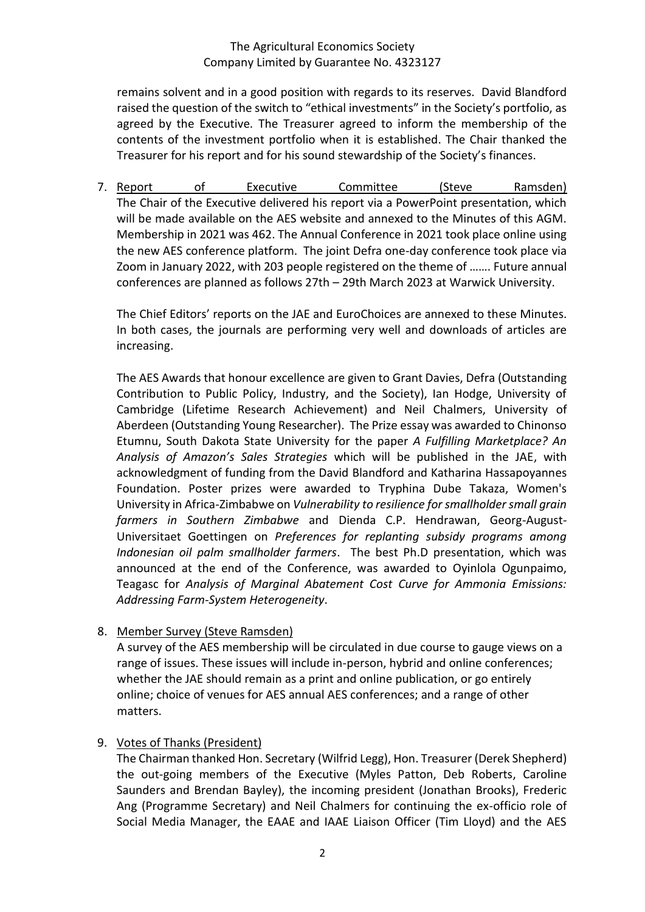remains solvent and in a good position with regards to its reserves. David Blandford raised the question of the switch to "ethical investments" in the Society's portfolio, as agreed by the Executive. The Treasurer agreed to inform the membership of the contents of the investment portfolio when it is established. The Chair thanked the Treasurer for his report and for his sound stewardship of the Society's finances.

7. Report of Executive Committee (Steve Ramsden)
   The Chair of the Executive delivered his report via a PowerPoint presentation, which will be made available on the AES website and annexed to the Minutes of this AGM. Membership in 2021 was 462. The Annual Conference in 2021 took place online using the new AES conference platform. The joint Defra one-day conference took place via Zoom in January 2022, with 203 people registered on the theme of ……. Future annual conferences are planned as follows 27th – 29th March 2023 at Warwick University.

   The Chief Editors' reports on the JAE and EuroChoices are annexed to these Minutes. In both cases, the journals are performing very well and downloads of articles are increasing.

   The AES Awards that honour excellence are given to Grant Davies, Defra (Outstanding Contribution to Public Policy, Industry, and the Society), Ian Hodge, University of Cambridge (Lifetime Research Achievement) and Neil Chalmers, University of Aberdeen (Outstanding Young Researcher). The Prize essay was awarded to Chinonso Etumnu, South Dakota State University for the paper *A Fulfilling Marketplace? An Analysis of Amazon's Sales Strategies* which will be published in the JAE, with acknowledgment of funding from the David Blandford and Katharina Hassapoyannes Foundation. Poster prizes were awarded to Tryphina Dube Takaza, Women's University in Africa-Zimbabwe on *Vulnerability to resilience for smallholder small grain farmers in Southern Zimbabwe* and Dienda C.P. Hendrawan, Georg-August-Universitaet Goettingen on *Preferences for replanting subsidy programs among Indonesian oil palm smallholder farmers*. The best Ph.D presentation, which was announced at the end of the Conference, was awarded to Oyinlola Ogunpaimo, Teagasc for *Analysis of Marginal Abatement Cost Curve for Ammonia Emissions: Addressing Farm-System Heterogeneity*.

8. Member Survey (Steve Ramsden)
   A survey of the AES membership will be circulated in due course to gauge views on a range of issues. These issues will include in-person, hybrid and online conferences; whether the JAE should remain as a print and online publication, or go entirely online; choice of venues for AES annual AES conferences; and a range of other matters.

9. Votes of Thanks (President)
   The Chairman thanked Hon. Secretary (Wilfrid Legg), Hon. Treasurer (Derek Shepherd) the out-going members of the Executive (Myles Patton, Deb Roberts, Caroline Saunders and Brendan Bayley), the incoming president (Jonathan Brooks), Frederic Ang (Programme Secretary) and Neil Chalmers for continuing the ex-officio role of Social Media Manager, the EAAE and IAAE Liaison Officer (Tim Lloyd) and the AES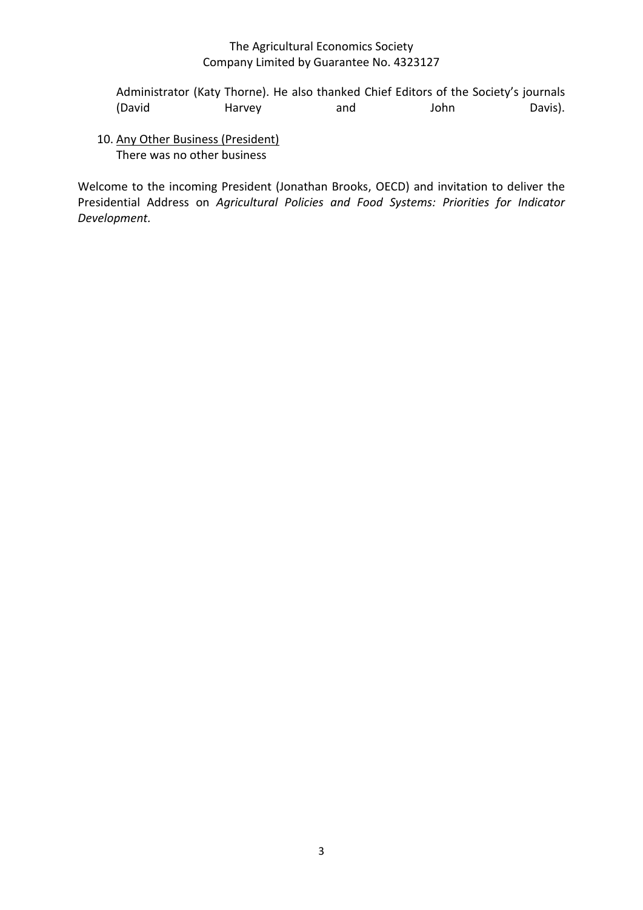Administrator (Katy Thorne). He also thanked Chief Editors of the Society's journals (David Harvey and John Davis).

10. Any Other Business (President)
    There was no other business

Welcome to the incoming President (Jonathan Brooks, OECD) and invitation to deliver the Presidential Address on *Agricultural Policies and Food Systems: Priorities for Indicator Development.*